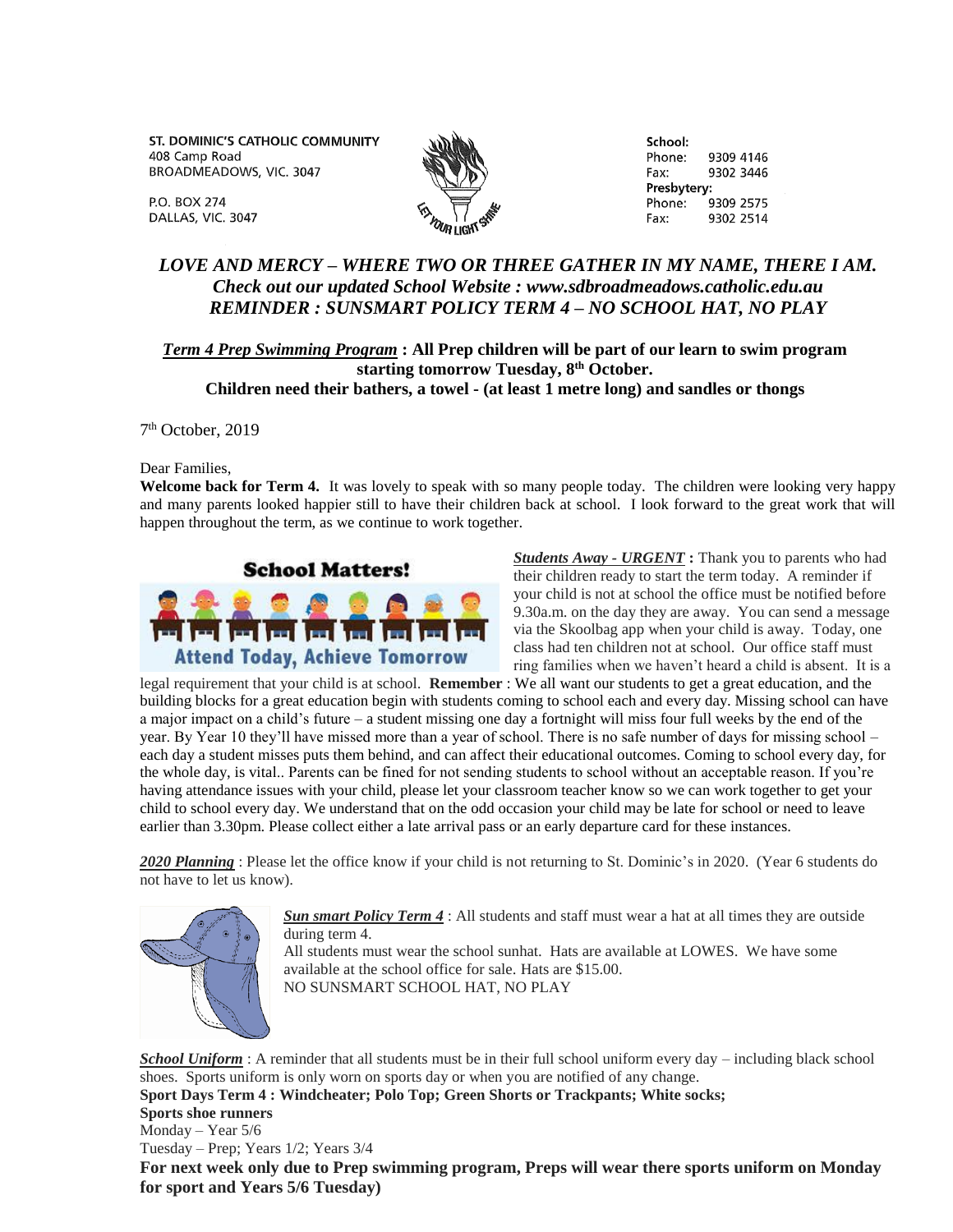ST. DOMINIC'S CATHOLIC COMMUNITY
408 Camp Road
BROADMEADOWS, VIC. 3047

P.O. BOX 274
DALLAS, VIC. 3047

LET YOUR LIGHT SHINE

School:
Phone: 9309 4146
Fax: 9302 3446
Presbytery:
Phone: 9309 2575
Fax: 9302 2514

***LOVE AND MERCY – WHERE TWO OR THREE GATHER IN MY NAME, THERE I AM.***
***Check out our updated School Website : www.sdbroadmeadows.catholic.edu.au***
***REMINDER : SUNSMART POLICY TERM 4 – NO SCHOOL HAT, NO PLAY***

***Term 4 Prep Swimming Program*** **: All Prep children will be part of our learn to swim program starting tomorrow Tuesday, 8th October.**
**Children need their bathers, a towel - (at least 1 metre long) and sandles or thongs**

7th October, 2019

Dear Families,
**Welcome back for Term 4.** It was lovely to speak with so many people today. The children were looking very happy and many parents looked happier still to have their children back at school. I look forward to the great work that will happen throughout the term, as we continue to work together.

**School Matters!**
**Attend Today, Achieve Tomorrow**

***Students Away - URGENT*** **:** Thank you to parents who had their children ready to start the term today. A reminder if your child is not at school the office must be notified before 9.30a.m. on the day they are away. You can send a message via the Skoolbag app when your child is away. Today, one class had ten children not at school. Our office staff must ring families when we haven't heard a child is absent. It is a legal requirement that your child is at school. **Remember** : We all want our students to get a great education, and the building blocks for a great education begin with students coming to school each and every day. Missing school can have a major impact on a child's future – a student missing one day a fortnight will miss four full weeks by the end of the year. By Year 10 they'll have missed more than a year of school. There is no safe number of days for missing school – each day a student misses puts them behind, and can affect their educational outcomes. Coming to school every day, for the whole day, is vital.. Parents can be fined for not sending students to school without an acceptable reason. If you're having attendance issues with your child, please let your classroom teacher know so we can work together to get your child to school every day. We understand that on the odd occasion your child may be late for school or need to leave earlier than 3.30pm. Please collect either a late arrival pass or an early departure card for these instances.

***2020 Planning*** : Please let the office know if your child is not returning to St. Dominic's in 2020. (Year 6 students do not have to let us know).

***Sun smart Policy Term 4*** : All students and staff must wear a hat at all times they are outside during term 4.
All students must wear the school sunhat. Hats are available at LOWES. We have some available at the school office for sale. Hats are $15.00.
NO SUNSMART SCHOOL HAT, NO PLAY

***School Uniform*** : A reminder that all students must be in their full school uniform every day – including black school shoes. Sports uniform is only worn on sports day or when you are notified of any change.
**Sport Days Term 4 : Windcheater; Polo Top; Green Shorts or Trackpants; White socks;**
**Sports shoe runners**
Monday – Year 5/6
Tuesday – Prep; Years 1/2; Years 3/4
**For next week only due to Prep swimming program, Preps will wear there sports uniform on Monday for sport and Years 5/6 Tuesday)**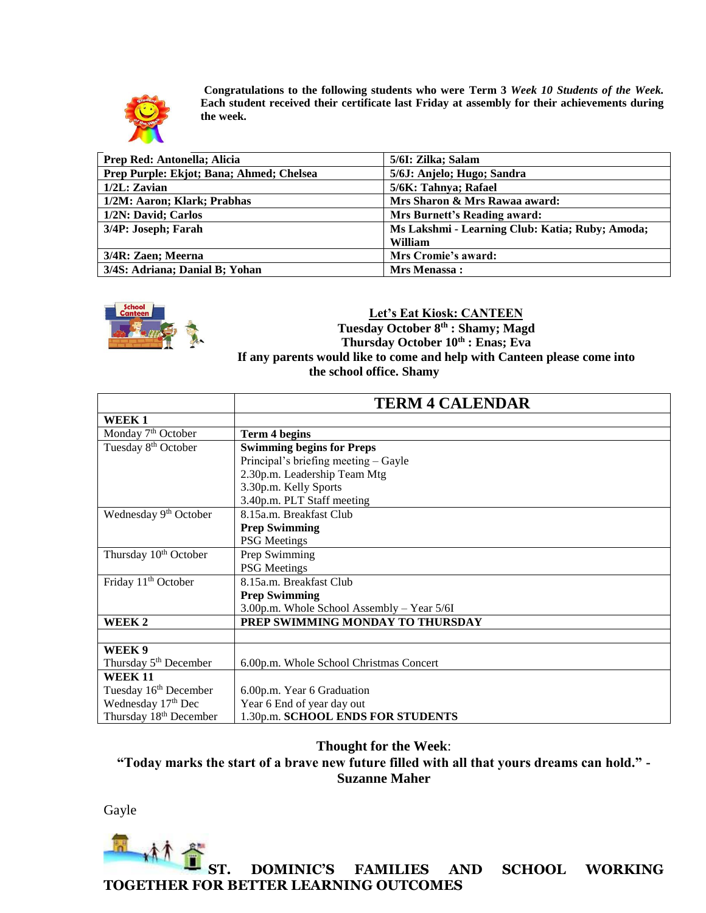**Congratulations to the following students who were Term 3 *Week 10 Students of the Week.* Each student received their certificate last Friday at assembly for their achievements during the week.**

| | |
|---|---|
| **Prep Red: Antonella; Alicia** | **5/6I: Zilka; Salam** |
| **Prep Purple: Ekjot; Bana; Ahmed; Chelsea** | **5/6J: Anjelo; Hugo; Sandra** |
| **1/2L: Zavian** | **5/6K: Tahnya; Rafael** |
| **1/2M: Aaron; Klark; Prabhas** | **Mrs Sharon & Mrs Rawaa award:** |
| **1/2N: David; Carlos** | **Mrs Burnett's Reading award:** |
| **3/4P: Joseph; Farah** | **Ms Lakshmi - Learning Club: Katia; Ruby; Amoda; William** |
| **3/4R: Zaen; Meerna** | **Mrs Cromie's award:** |
| **3/4S: Adriana; Danial B; Yohan** | **Mrs Menassa :** |

**Let's Eat Kiosk: CANTEEN**

**Tuesday October 8th : Shamy; Magd**

**Thursday October 10th : Enas; Eva**

**If any parents would like to come and help with Canteen please come into the school office. Shamy**

| | **TERM 4 CALENDAR** |
|---|---|
| **WEEK 1** | |
| Monday 7th October | **Term 4 begins** |
| Tuesday 8th October | **Swimming begins for Preps**<br>Principal's briefing meeting – Gayle<br>2.30p.m. Leadership Team Mtg<br>3.30p.m. Kelly Sports<br>3.40p.m. PLT Staff meeting |
| Wednesday 9th October | 8.15a.m. Breakfast Club<br>**Prep Swimming**<br>PSG Meetings |
| Thursday 10th October | Prep Swimming<br>PSG Meetings |
| Friday 11th October | 8.15a.m. Breakfast Club<br>**Prep Swimming**<br>3.00p.m. Whole School Assembly – Year 5/6I |
| **WEEK 2** | **PREP SWIMMING MONDAY TO THURSDAY** |
| | |
| **WEEK 9**<br>Thursday 5th December | 6.00p.m. Whole School Christmas Concert |
| **WEEK 11**<br>Tuesday 16th December<br>Wednesday 17th Dec<br>Thursday 18th December | 6.00p.m. Year 6 Graduation<br>Year 6 End of year day out<br>1.30p.m. **SCHOOL ENDS FOR STUDENTS** |

**Thought for the Week**:

**"Today marks the start of a brave new future filled with all that yours dreams can hold." - Suzanne Maher**

Gayle

**ST. DOMINIC'S FAMILIES AND SCHOOL WORKING TOGETHER FOR BETTER LEARNING OUTCOMES**